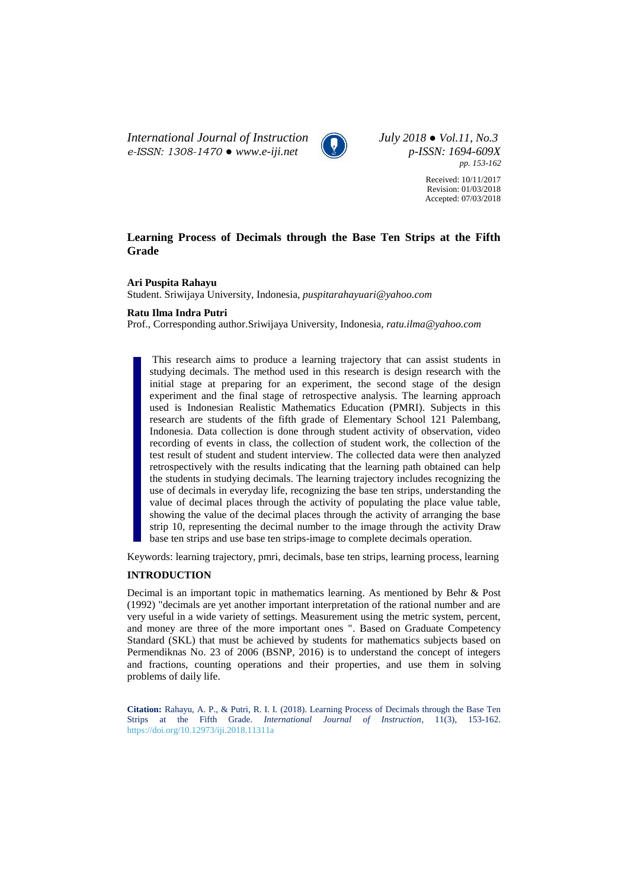# Learning Process of Decimals through the Base Ten Strips at the Fifth Grade

**Ari Puspita Rahayu**
Student. Sriwijaya University, Indonesia, *puspitarahayuari@yahoo.com*

**Ratu Ilma Indra Putri**
Prof., Corresponding author.Sriwijaya University, Indonesia, *ratu.ilma@yahoo.com*

Received: 10/11/2017
Revision: 01/03/2018
Accepted: 07/03/2018

This research aims to produce a learning trajectory that can assist students in studying decimals. The method used in this research is design research with the initial stage at preparing for an experiment, the second stage of the design experiment and the final stage of retrospective analysis. The learning approach used is Indonesian Realistic Mathematics Education (PMRI). Subjects in this research are students of the fifth grade of Elementary School 121 Palembang, Indonesia. Data collection is done through student activity of observation, video recording of events in class, the collection of student work, the collection of the test result of student and student interview. The collected data were then analyzed retrospectively with the results indicating that the learning path obtained can help the students in studying decimals. The learning trajectory includes recognizing the use of decimals in everyday life, recognizing the base ten strips, understanding the value of decimal places through the activity of populating the place value table, showing the value of the decimal places through the activity of arranging the base strip 10, representing the decimal number to the image through the activity Draw base ten strips and use base ten strips-image to complete decimals operation.

Keywords: learning trajectory, pmri, decimals, base ten strips, learning process, learning

## INTRODUCTION

Decimal is an important topic in mathematics learning. As mentioned by Behr & Post (1992) "decimals are yet another important interpretation of the rational number and are very useful in a wide variety of settings. Measurement using the metric system, percent, and money are three of the more important ones ". Based on Graduate Competency Standard (SKL) that must be achieved by students for mathematics subjects based on Permendiknas No. 23 of 2006 (BSNP, 2016) is to understand the concept of integers and fractions, counting operations and their properties, and use them in solving problems of daily life.

**Citation:** Rahayu, A. P., & Putri, R. I. I. (2018). Learning Process of Decimals through the Base Ten Strips at the Fifth Grade. *International Journal of Instruction*, 11(3), 153-162. https://doi.org/10.12973/iji.2018.11311a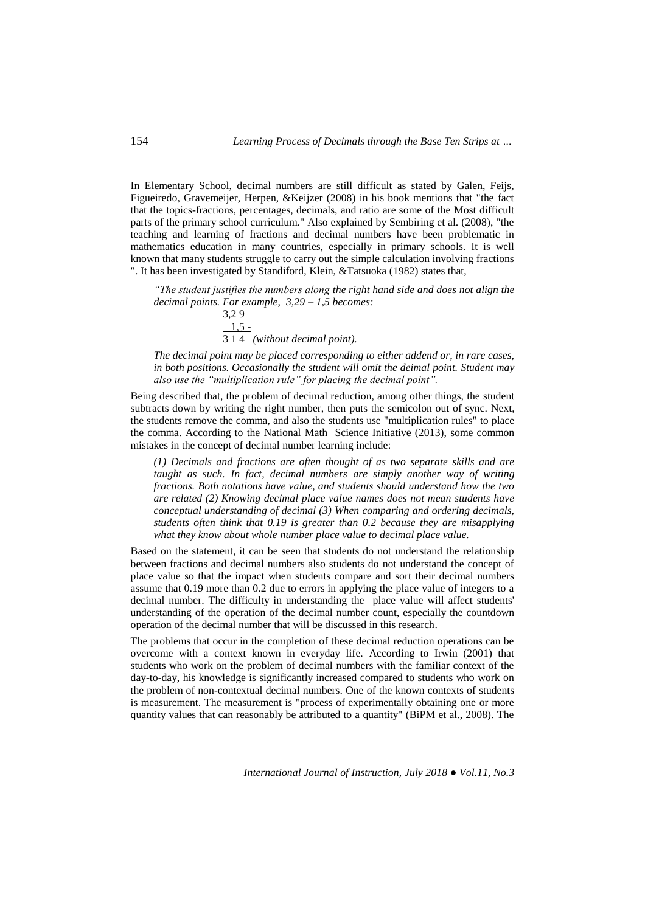In Elementary School, decimal numbers are still difficult as stated by Galen, Feijs, Figueiredo, Gravemeijer, Herpen, &Keijzer (2008) in his book mentions that "the fact that the topics-fractions, percentages, decimals, and ratio are some of the Most difficult parts of the primary school curriculum." Also explained by Sembiring et al. (2008), "the teaching and learning of fractions and decimal numbers have been problematic in mathematics education in many countries, especially in primary schools. It is well known that many students struggle to carry out the simple calculation involving fractions ". It has been investigated by Standiford, Klein, &Tatsuoka (1982) states that,

> *"The student justifies the numbers along the right hand side and does not align the decimal points. For example, 3,29 – 1,5 becomes:*
>
> ```
>  3,2 9
>    1,5 -
>  3 1 4   (without decimal point).
> ```
>
> *The decimal point may be placed corresponding to either addend or, in rare cases, in both positions. Occasionally the student will omit the deimal point. Student may also use the "multiplication rule" for placing the decimal point".*

Being described that, the problem of decimal reduction, among other things, the student subtracts down by writing the right number, then puts the semicolon out of sync. Next, the students remove the comma, and also the students use "multiplication rules" to place the comma. According to the National Math Science Initiative (2013), some common mistakes in the concept of decimal number learning include:

> *(1) Decimals and fractions are often thought of as two separate skills and are taught as such. In fact, decimal numbers are simply another way of writing fractions. Both notations have value, and students should understand how the two are related (2) Knowing decimal place value names does not mean students have conceptual understanding of decimal (3) When comparing and ordering decimals, students often think that 0.19 is greater than 0.2 because they are misapplying what they know about whole number place value to decimal place value.*

Based on the statement, it can be seen that students do not understand the relationship between fractions and decimal numbers also students do not understand the concept of place value so that the impact when students compare and sort their decimal numbers assume that 0.19 more than 0.2 due to errors in applying the place value of integers to a decimal number. The difficulty in understanding the place value will affect students' understanding of the operation of the decimal number count, especially the countdown operation of the decimal number that will be discussed in this research.

The problems that occur in the completion of these decimal reduction operations can be overcome with a context known in everyday life. According to Irwin (2001) that students who work on the problem of decimal numbers with the familiar context of the day-to-day, his knowledge is significantly increased compared to students who work on the problem of non-contextual decimal numbers. One of the known contexts of students is measurement. The measurement is "process of experimentally obtaining one or more quantity values that can reasonably be attributed to a quantity" (BiPM et al., 2008). The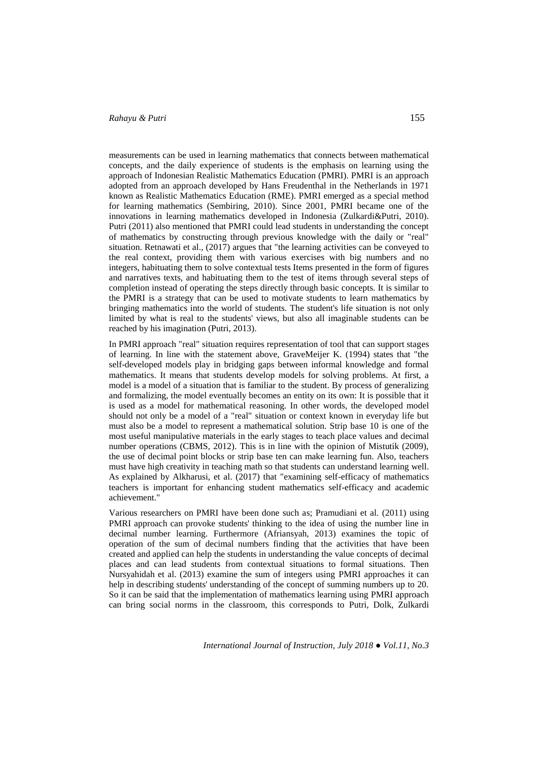measurements can be used in learning mathematics that connects between mathematical concepts, and the daily experience of students is the emphasis on learning using the approach of Indonesian Realistic Mathematics Education (PMRI). PMRI is an approach adopted from an approach developed by Hans Freudenthal in the Netherlands in 1971 known as Realistic Mathematics Education (RME). PMRI emerged as a special method for learning mathematics (Sembiring, 2010). Since 2001, PMRI became one of the innovations in learning mathematics developed in Indonesia (Zulkardi&Putri, 2010). Putri (2011) also mentioned that PMRI could lead students in understanding the concept of mathematics by constructing through previous knowledge with the daily or "real" situation. Retnawati et al., (2017) argues that "the learning activities can be conveyed to the real context, providing them with various exercises with big numbers and no integers, habituating them to solve contextual tests Items presented in the form of figures and narratives texts, and habituating them to the test of items through several steps of completion instead of operating the steps directly through basic concepts. It is similar to the PMRI is a strategy that can be used to motivate students to learn mathematics by bringing mathematics into the world of students. The student's life situation is not only limited by what is real to the students' views, but also all imaginable students can be reached by his imagination (Putri, 2013).

In PMRI approach "real" situation requires representation of tool that can support stages of learning. In line with the statement above, GraveMeijer K. (1994) states that "the self-developed models play in bridging gaps between informal knowledge and formal mathematics. It means that students develop models for solving problems. At first, a model is a model of a situation that is familiar to the student. By process of generalizing and formalizing, the model eventually becomes an entity on its own: It is possible that it is used as a model for mathematical reasoning. In other words, the developed model should not only be a model of a "real" situation or context known in everyday life but must also be a model to represent a mathematical solution. Strip base 10 is one of the most useful manipulative materials in the early stages to teach place values and decimal number operations (CBMS, 2012). This is in line with the opinion of Mistutik (2009), the use of decimal point blocks or strip base ten can make learning fun. Also, teachers must have high creativity in teaching math so that students can understand learning well. As explained by Alkharusi, et al. (2017) that "examining self-efficacy of mathematics teachers is important for enhancing student mathematics self-efficacy and academic achievement."

Various researchers on PMRI have been done such as; Pramudiani et al. (2011) using PMRI approach can provoke students' thinking to the idea of using the number line in decimal number learning. Furthermore (Afriansyah, 2013) examines the topic of operation of the sum of decimal numbers finding that the activities that have been created and applied can help the students in understanding the value concepts of decimal places and can lead students from contextual situations to formal situations. Then Nursyahidah et al. (2013) examine the sum of integers using PMRI approaches it can help in describing students' understanding of the concept of summing numbers up to 20. So it can be said that the implementation of mathematics learning using PMRI approach can bring social norms in the classroom, this corresponds to Putri, Dolk, Zulkardi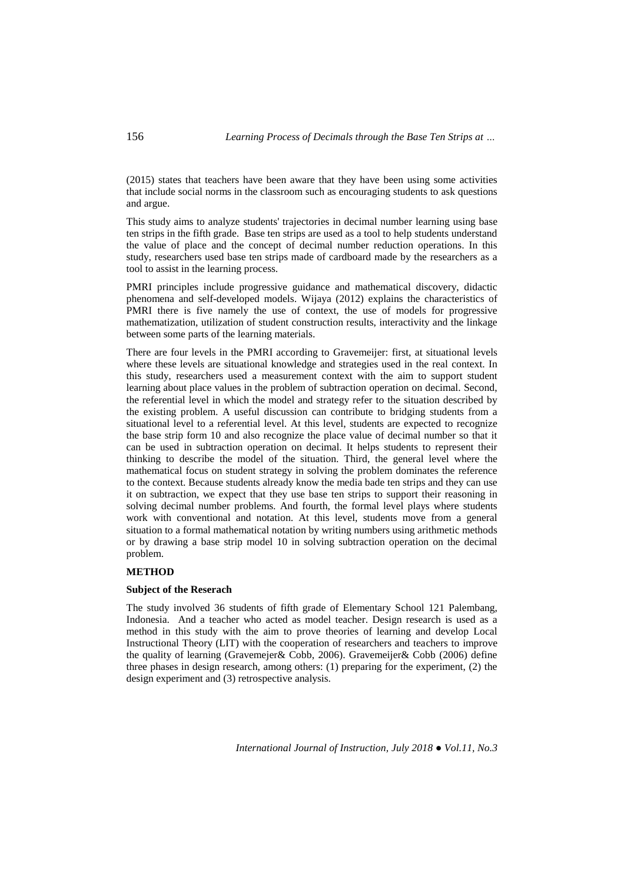(2015) states that teachers have been aware that they have been using some activities that include social norms in the classroom such as encouraging students to ask questions and argue.

This study aims to analyze students' trajectories in decimal number learning using base ten strips in the fifth grade. Base ten strips are used as a tool to help students understand the value of place and the concept of decimal number reduction operations. In this study, researchers used base ten strips made of cardboard made by the researchers as a tool to assist in the learning process.

PMRI principles include progressive guidance and mathematical discovery, didactic phenomena and self-developed models. Wijaya (2012) explains the characteristics of PMRI there is five namely the use of context, the use of models for progressive mathematization, utilization of student construction results, interactivity and the linkage between some parts of the learning materials.

There are four levels in the PMRI according to Gravemeijer: first, at situational levels where these levels are situational knowledge and strategies used in the real context. In this study, researchers used a measurement context with the aim to support student learning about place values in the problem of subtraction operation on decimal. Second, the referential level in which the model and strategy refer to the situation described by the existing problem. A useful discussion can contribute to bridging students from a situational level to a referential level. At this level, students are expected to recognize the base strip form 10 and also recognize the place value of decimal number so that it can be used in subtraction operation on decimal. It helps students to represent their thinking to describe the model of the situation. Third, the general level where the mathematical focus on student strategy in solving the problem dominates the reference to the context. Because students already know the media bade ten strips and they can use it on subtraction, we expect that they use base ten strips to support their reasoning in solving decimal number problems. And fourth, the formal level plays where students work with conventional and notation. At this level, students move from a general situation to a formal mathematical notation by writing numbers using arithmetic methods or by drawing a base strip model 10 in solving subtraction operation on the decimal problem.

## METHOD

### Subject of the Reserach

The study involved 36 students of fifth grade of Elementary School 121 Palembang, Indonesia. And a teacher who acted as model teacher. Design research is used as a method in this study with the aim to prove theories of learning and develop Local Instructional Theory (LIT) with the cooperation of researchers and teachers to improve the quality of learning (Gravemejer& Cobb, 2006). Gravemeijer& Cobb (2006) define three phases in design research, among others: (1) preparing for the experiment, (2) the design experiment and (3) retrospective analysis.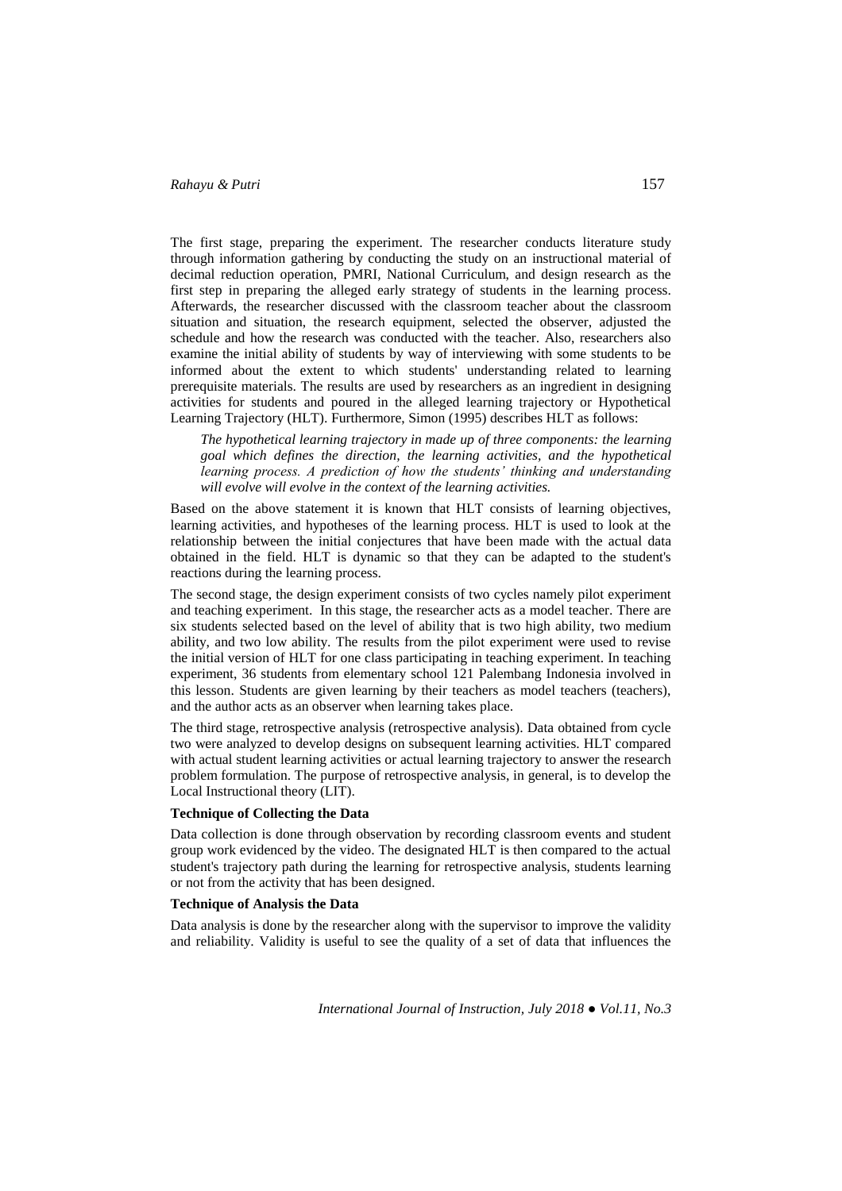The first stage, preparing the experiment. The researcher conducts literature study through information gathering by conducting the study on an instructional material of decimal reduction operation, PMRI, National Curriculum, and design research as the first step in preparing the alleged early strategy of students in the learning process. Afterwards, the researcher discussed with the classroom teacher about the classroom situation and situation, the research equipment, selected the observer, adjusted the schedule and how the research was conducted with the teacher. Also, researchers also examine the initial ability of students by way of interviewing with some students to be informed about the extent to which students' understanding related to learning prerequisite materials. The results are used by researchers as an ingredient in designing activities for students and poured in the alleged learning trajectory or Hypothetical Learning Trajectory (HLT). Furthermore, Simon (1995) describes HLT as follows:

> *The hypothetical learning trajectory in made up of three components: the learning goal which defines the direction, the learning activities, and the hypothetical learning process. A prediction of how the students' thinking and understanding will evolve will evolve in the context of the learning activities.*

Based on the above statement it is known that HLT consists of learning objectives, learning activities, and hypotheses of the learning process. HLT is used to look at the relationship between the initial conjectures that have been made with the actual data obtained in the field. HLT is dynamic so that they can be adapted to the student's reactions during the learning process.

The second stage, the design experiment consists of two cycles namely pilot experiment and teaching experiment. In this stage, the researcher acts as a model teacher. There are six students selected based on the level of ability that is two high ability, two medium ability, and two low ability. The results from the pilot experiment were used to revise the initial version of HLT for one class participating in teaching experiment. In teaching experiment, 36 students from elementary school 121 Palembang Indonesia involved in this lesson. Students are given learning by their teachers as model teachers (teachers), and the author acts as an observer when learning takes place.

The third stage, retrospective analysis (retrospective analysis). Data obtained from cycle two were analyzed to develop designs on subsequent learning activities. HLT compared with actual student learning activities or actual learning trajectory to answer the research problem formulation. The purpose of retrospective analysis, in general, is to develop the Local Instructional theory (LIT).

**Technique of Collecting the Data**

Data collection is done through observation by recording classroom events and student group work evidenced by the video. The designated HLT is then compared to the actual student's trajectory path during the learning for retrospective analysis, students learning or not from the activity that has been designed.

**Technique of Analysis the Data**

Data analysis is done by the researcher along with the supervisor to improve the validity and reliability. Validity is useful to see the quality of a set of data that influences the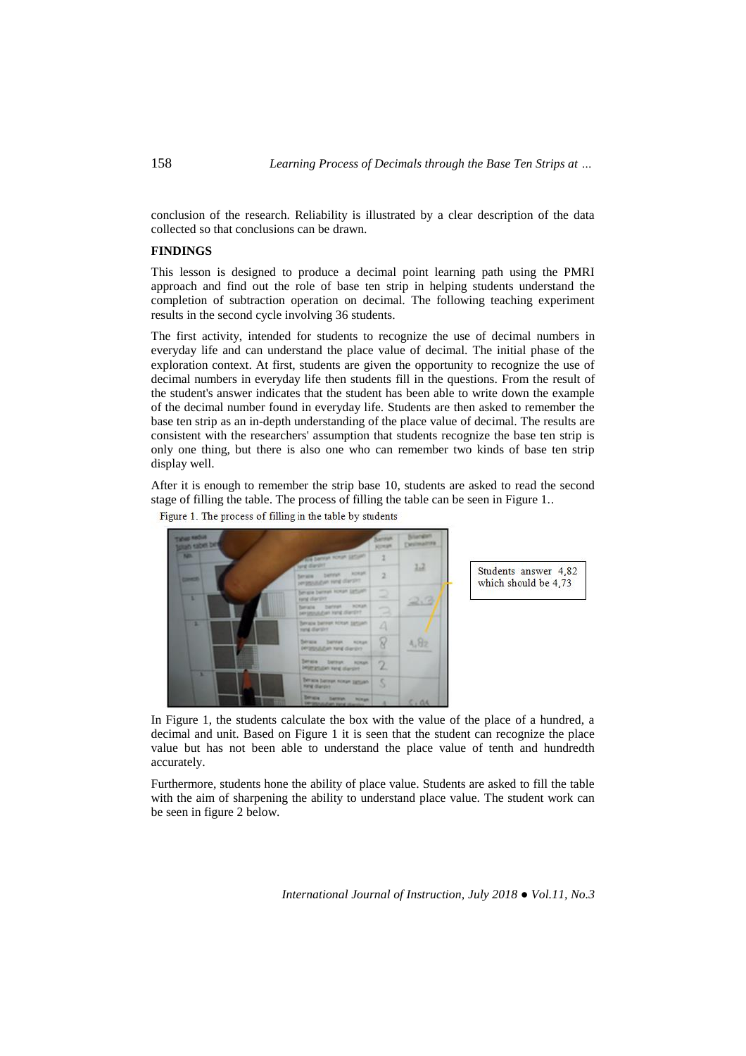conclusion of the research. Reliability is illustrated by a clear description of the data collected so that conclusions can be drawn.

## FINDINGS

This lesson is designed to produce a decimal point learning path using the PMRI approach and find out the role of base ten strip in helping students understand the completion of subtraction operation on decimal. The following teaching experiment results in the second cycle involving 36 students.

The first activity, intended for students to recognize the use of decimal numbers in everyday life and can understand the place value of decimal. The initial phase of the exploration context. At first, students are given the opportunity to recognize the use of decimal numbers in everyday life then students fill in the questions. From the result of the student's answer indicates that the student has been able to write down the example of the decimal number found in everyday life. Students are then asked to remember the base ten strip as an in-depth understanding of the place value of decimal. The results are consistent with the researchers' assumption that students recognize the base ten strip is only one thing, but there is also one who can remember two kinds of base ten strip display well.

After it is enough to remember the strip base 10, students are asked to read the second stage of filling the table. The process of filling the table can be seen in Figure 1..

Figure 1. The process of filling in the table by students

Students answer 4,82 which should be 4,73

In Figure 1, the students calculate the box with the value of the place of a hundred, a decimal and unit. Based on Figure 1 it is seen that the student can recognize the place value but has not been able to understand the place value of tenth and hundredth accurately.

Furthermore, students hone the ability of place value. Students are asked to fill the table with the aim of sharpening the ability to understand place value. The student work can be seen in figure 2 below.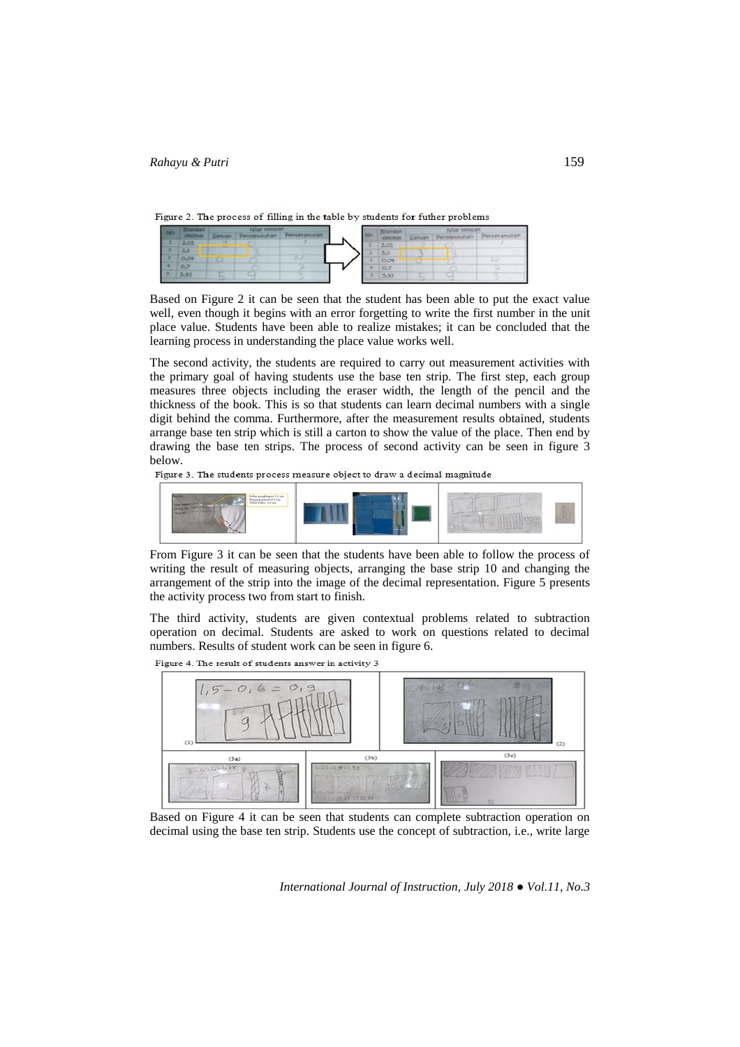Figure 2. The process of filling in the table by students for futher problems

Based on Figure 2 it can be seen that the student has been able to put the exact value well, even though it begins with an error forgetting to write the first number in the unit place value. Students have been able to realize mistakes; it can be concluded that the learning process in understanding the place value works well.

The second activity, the students are required to carry out measurement activities with the primary goal of having students use the base ten strip. The first step, each group measures three objects including the eraser width, the length of the pencil and the thickness of the book. This is so that students can learn decimal numbers with a single digit behind the comma. Furthermore, after the measurement results obtained, students arrange base ten strip which is still a carton to show the value of the place. Then end by drawing the base ten strips. The process of second activity can be seen in figure 3 below.

Figure 3. The students process measure object to draw a decimal magnitude

From Figure 3 it can be seen that the students have been able to follow the process of writing the result of measuring objects, arranging the base strip 10 and changing the arrangement of the strip into the image of the decimal representation. Figure 5 presents the activity process two from start to finish.

The third activity, students are given contextual problems related to subtraction operation on decimal. Students are asked to work on questions related to decimal numbers. Results of student work can be seen in figure 6.

Figure 4. The result of students answer in activity 3

Based on Figure 4 it can be seen that students can complete subtraction operation on decimal using the base ten strip. Students use the concept of subtraction, i.e., write large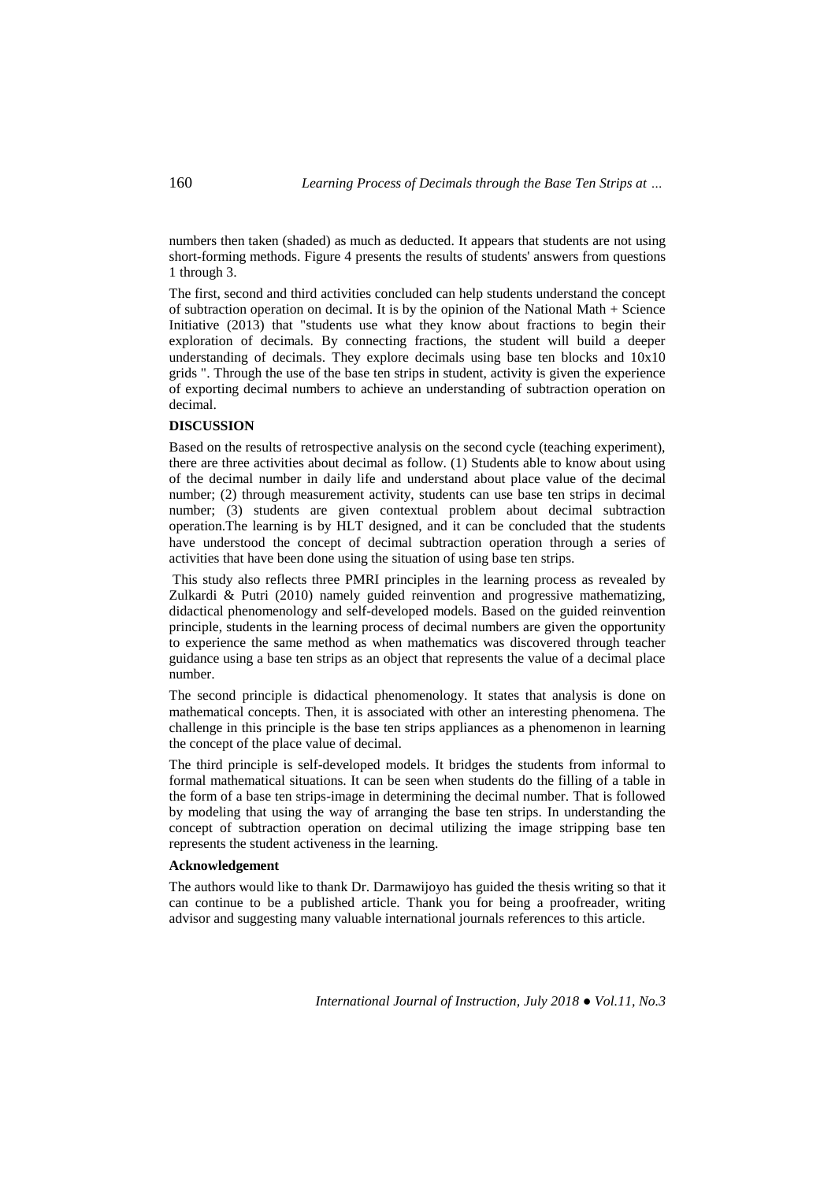numbers then taken (shaded) as much as deducted. It appears that students are not using short-forming methods. Figure 4 presents the results of students' answers from questions 1 through 3.

The first, second and third activities concluded can help students understand the concept of subtraction operation on decimal. It is by the opinion of the National Math + Science Initiative (2013) that "students use what they know about fractions to begin their exploration of decimals. By connecting fractions, the student will build a deeper understanding of decimals. They explore decimals using base ten blocks and 10x10 grids ". Through the use of the base ten strips in student, activity is given the experience of exporting decimal numbers to achieve an understanding of subtraction operation on decimal.

## DISCUSSION

Based on the results of retrospective analysis on the second cycle (teaching experiment), there are three activities about decimal as follow. (1) Students able to know about using of the decimal number in daily life and understand about place value of the decimal number; (2) through measurement activity, students can use base ten strips in decimal number; (3) students are given contextual problem about decimal subtraction operation.The learning is by HLT designed, and it can be concluded that the students have understood the concept of decimal subtraction operation through a series of activities that have been done using the situation of using base ten strips.

This study also reflects three PMRI principles in the learning process as revealed by Zulkardi & Putri (2010) namely guided reinvention and progressive mathematizing, didactical phenomenology and self-developed models. Based on the guided reinvention principle, students in the learning process of decimal numbers are given the opportunity to experience the same method as when mathematics was discovered through teacher guidance using a base ten strips as an object that represents the value of a decimal place number.

The second principle is didactical phenomenology. It states that analysis is done on mathematical concepts. Then, it is associated with other an interesting phenomena. The challenge in this principle is the base ten strips appliances as a phenomenon in learning the concept of the place value of decimal.

The third principle is self-developed models. It bridges the students from informal to formal mathematical situations. It can be seen when students do the filling of a table in the form of a base ten strips-image in determining the decimal number. That is followed by modeling that using the way of arranging the base ten strips. In understanding the concept of subtraction operation on decimal utilizing the image stripping base ten represents the student activeness in the learning.

### Acknowledgement

The authors would like to thank Dr. Darmawijoyo has guided the thesis writing so that it can continue to be a published article. Thank you for being a proofreader, writing advisor and suggesting many valuable international journals references to this article.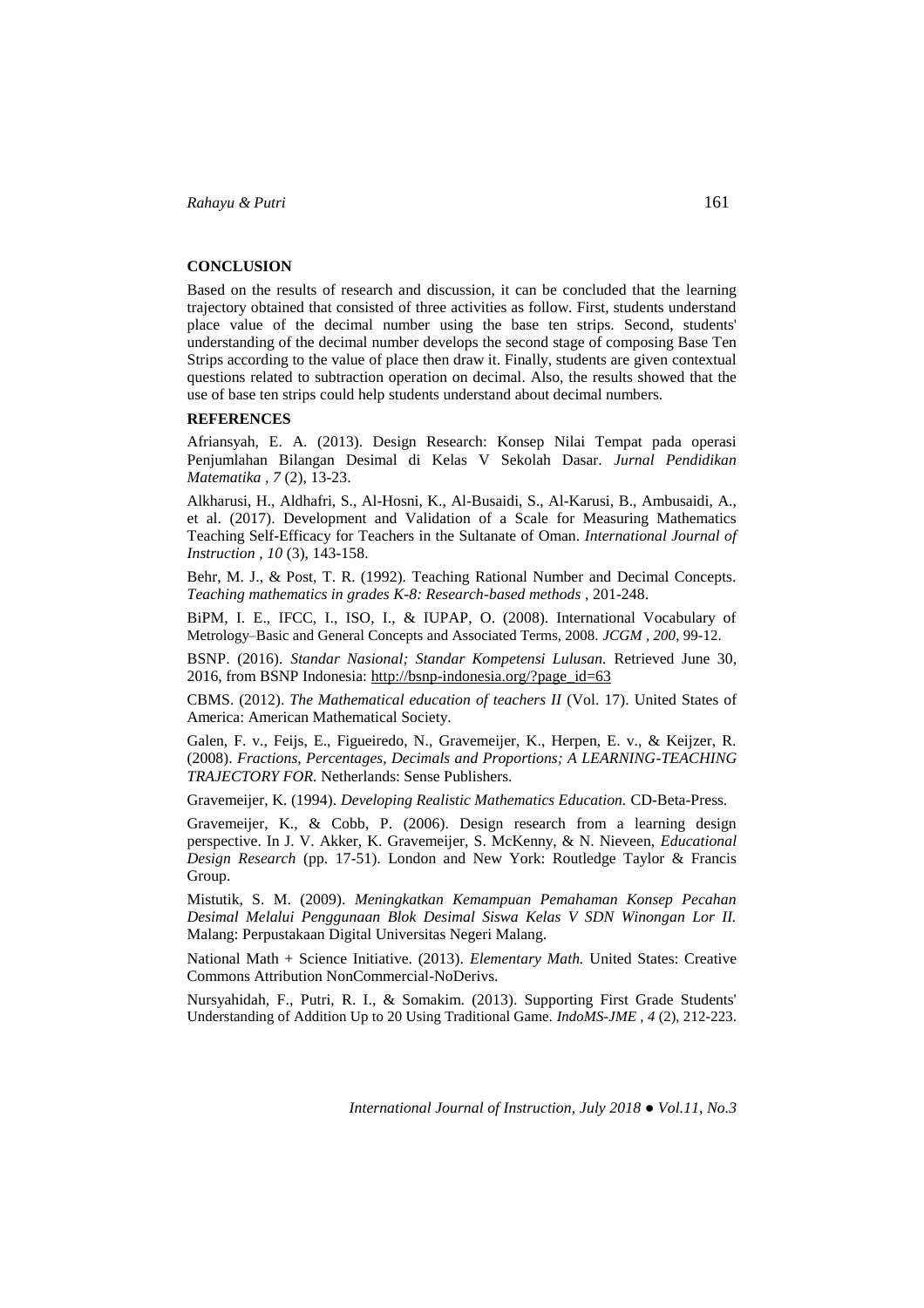## CONCLUSION

Based on the results of research and discussion, it can be concluded that the learning trajectory obtained that consisted of three activities as follow. First, students understand place value of the decimal number using the base ten strips. Second, students' understanding of the decimal number develops the second stage of composing Base Ten Strips according to the value of place then draw it. Finally, students are given contextual questions related to subtraction operation on decimal. Also, the results showed that the use of base ten strips could help students understand about decimal numbers.

## REFERENCES

Afriansyah, E. A. (2013). Design Research: Konsep Nilai Tempat pada operasi Penjumlahan Bilangan Desimal di Kelas V Sekolah Dasar. *Jurnal Pendidikan Matematika , 7* (2), 13-23.

Alkharusi, H., Aldhafri, S., Al-Hosni, K., Al-Busaidi, S., Al-Karusi, B., Ambusaidi, A., et al. (2017). Development and Validation of a Scale for Measuring Mathematics Teaching Self-Efficacy for Teachers in the Sultanate of Oman. *International Journal of Instruction , 10* (3), 143-158.

Behr, M. J., & Post, T. R. (1992). Teaching Rational Number and Decimal Concepts. *Teaching mathematics in grades K-8: Research-based methods* , 201-248.

BiPM, I. E., IFCC, I., ISO, I., & IUPAP, O. (2008). International Vocabulary of Metrology–Basic and General Concepts and Associated Terms, 2008. *JCGM , 200*, 99-12.

BSNP. (2016). *Standar Nasional; Standar Kompetensi Lulusan.* Retrieved June 30, 2016, from BSNP Indonesia: http://bsnp-indonesia.org/?page_id=63

CBMS. (2012). *The Mathematical education of teachers II* (Vol. 17). United States of America: American Mathematical Society.

Galen, F. v., Feijs, E., Figueiredo, N., Gravemeijer, K., Herpen, E. v., & Keijzer, R. (2008). *Fractions, Percentages, Decimals and Proportions; A LEARNING-TEACHING TRAJECTORY FOR.* Netherlands: Sense Publishers.

Gravemeijer, K. (1994). *Developing Realistic Mathematics Education.* CD-Beta-Press.

Gravemeijer, K., & Cobb, P. (2006). Design research from a learning design perspective. In J. V. Akker, K. Gravemeijer, S. McKenny, & N. Nieveen, *Educational Design Research* (pp. 17-51). London and New York: Routledge Taylor & Francis Group.

Mistutik, S. M. (2009). *Meningkatkan Kemampuan Pemahaman Konsep Pecahan Desimal Melalui Penggunaan Blok Desimal Siswa Kelas V SDN Winongan Lor II.* Malang: Perpustakaan Digital Universitas Negeri Malang.

National Math + Science Initiative. (2013). *Elementary Math.* United States: Creative Commons Attribution NonCommercial-NoDerivs.

Nursyahidah, F., Putri, R. I., & Somakim. (2013). Supporting First Grade Students' Understanding of Addition Up to 20 Using Traditional Game. *IndoMS-JME , 4* (2), 212-223.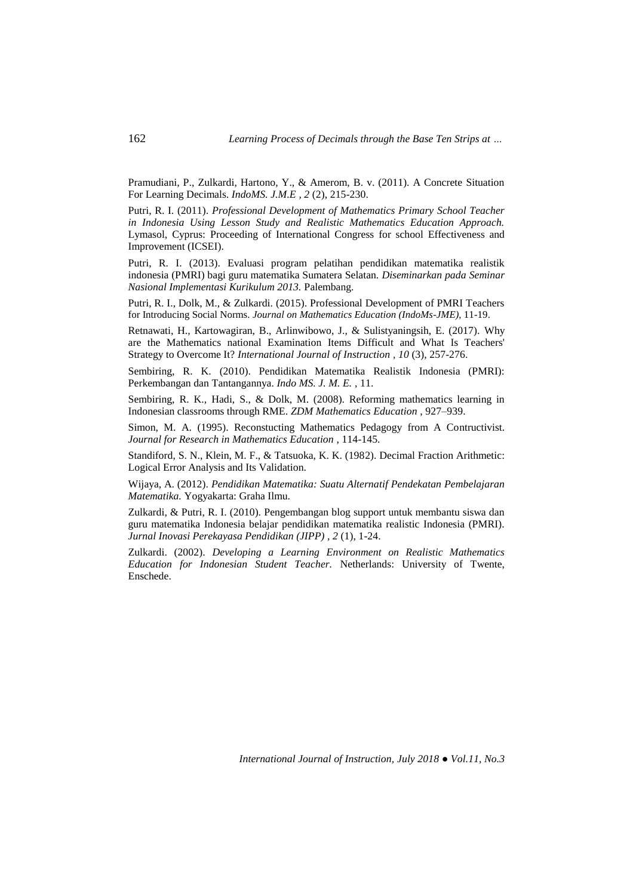Pramudiani, P., Zulkardi, Hartono, Y., & Amerom, B. v. (2011). A Concrete Situation For Learning Decimals. *IndoMS. J.M.E , 2* (2), 215-230.

Putri, R. I. (2011). *Professional Development of Mathematics Primary School Teacher in Indonesia Using Lesson Study and Realistic Mathematics Education Approach.* Lymasol, Cyprus: Proceeding of International Congress for school Effectiveness and Improvement (ICSEI).

Putri, R. I. (2013). Evaluasi program pelatihan pendidikan matematika realistik indonesia (PMRI) bagi guru matematika Sumatera Selatan. *Diseminarkan pada Seminar Nasional Implementasi Kurikulum 2013.* Palembang.

Putri, R. I., Dolk, M., & Zulkardi. (2015). Professional Development of PMRI Teachers for Introducing Social Norms. *Journal on Mathematics Education (IndoMs-JME)*, 11-19.

Retnawati, H., Kartowagiran, B., Arlinwibowo, J., & Sulistyaningsih, E. (2017). Why are the Mathematics national Examination Items Difficult and What Is Teachers' Strategy to Overcome It? *International Journal of Instruction , 10* (3), 257-276.

Sembiring, R. K. (2010). Pendidikan Matematika Realistik Indonesia (PMRI): Perkembangan dan Tantangannya. *Indo MS. J. M. E.* , 11.

Sembiring, R. K., Hadi, S., & Dolk, M. (2008). Reforming mathematics learning in Indonesian classrooms through RME. *ZDM Mathematics Education* , 927–939.

Simon, M. A. (1995). Reconstucting Mathematics Pedagogy from A Contructivist. *Journal for Research in Mathematics Education* , 114-145.

Standiford, S. N., Klein, M. F., & Tatsuoka, K. K. (1982). Decimal Fraction Arithmetic: Logical Error Analysis and Its Validation.

Wijaya, A. (2012). *Pendidikan Matematika: Suatu Alternatif Pendekatan Pembelajaran Matematika.* Yogyakarta: Graha Ilmu.

Zulkardi, & Putri, R. I. (2010). Pengembangan blog support untuk membantu siswa dan guru matematika Indonesia belajar pendidikan matematika realistic Indonesia (PMRI). *Jurnal Inovasi Perekayasa Pendidikan (JIPP) , 2* (1), 1-24.

Zulkardi. (2002). *Developing a Learning Environment on Realistic Mathematics Education for Indonesian Student Teacher.* Netherlands: University of Twente, Enschede.